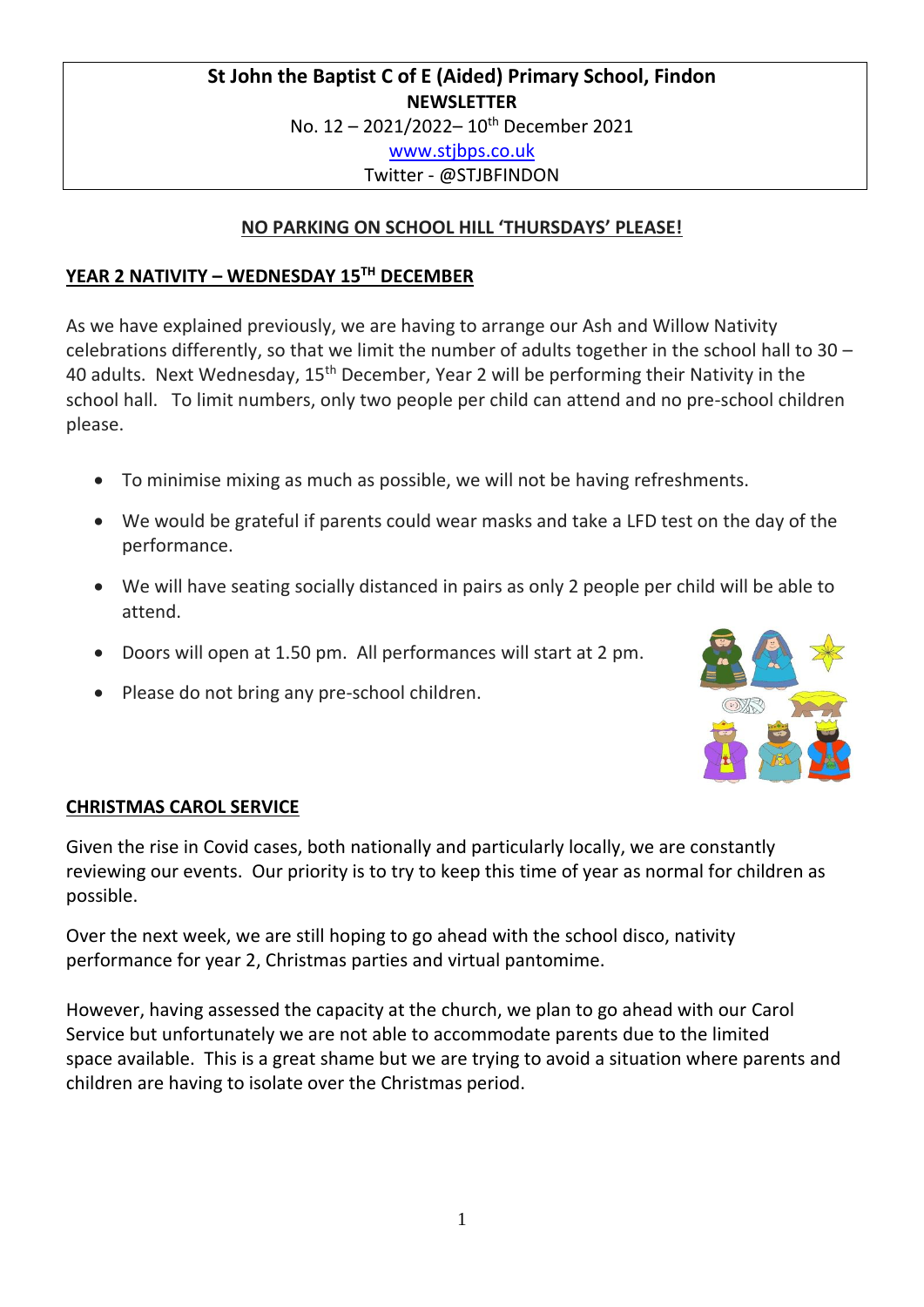**St John the Baptist C of E (Aided) Primary School, Findon**
**NEWSLETTER**
No. 12 – 2021/2022– 10th December 2021
www.stjbps.co.uk
Twitter - @STJBFINDON

**NO PARKING ON SCHOOL HILL 'THURSDAYS' PLEASE!**

## YEAR 2 NATIVITY – WEDNESDAY 15TH DECEMBER

As we have explained previously, we are having to arrange our Ash and Willow Nativity celebrations differently, so that we limit the number of adults together in the school hall to 30 – 40 adults. Next Wednesday, 15th December, Year 2 will be performing their Nativity in the school hall. To limit numbers, only two people per child can attend and no pre-school children please.

- To minimise mixing as much as possible, we will not be having refreshments.
- We would be grateful if parents could wear masks and take a LFD test on the day of the performance.
- We will have seating socially distanced in pairs as only 2 people per child will be able to attend.
- Doors will open at 1.50 pm. All performances will start at 2 pm.
- Please do not bring any pre-school children.

## CHRISTMAS CAROL SERVICE

Given the rise in Covid cases, both nationally and particularly locally, we are constantly reviewing our events. Our priority is to try to keep this time of year as normal for children as possible.

Over the next week, we are still hoping to go ahead with the school disco, nativity performance for year 2, Christmas parties and virtual pantomime.

However, having assessed the capacity at the church, we plan to go ahead with our Carol Service but unfortunately we are not able to accommodate parents due to the limited space available. This is a great shame but we are trying to avoid a situation where parents and children are having to isolate over the Christmas period.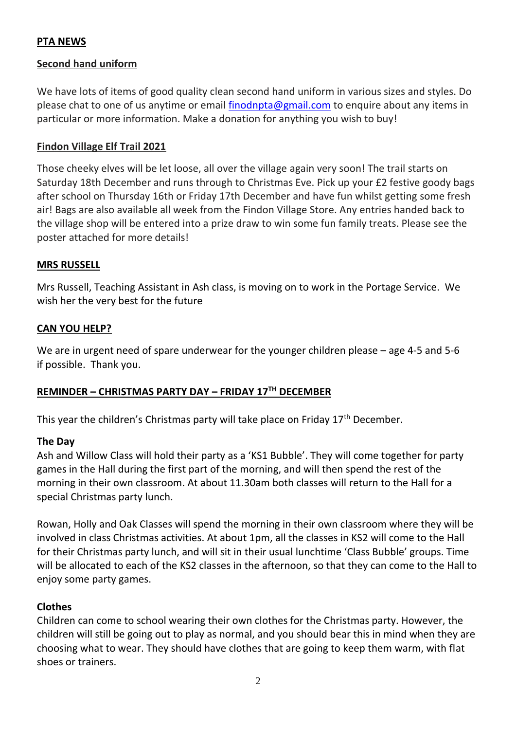## PTA NEWS

### Second hand uniform

We have lots of items of good quality clean second hand uniform in various sizes and styles. Do please chat to one of us anytime or email [finodnpta@gmail.com](mailto:finodnpta@gmail.com) to enquire about any items in particular or more information. Make a donation for anything you wish to buy!

### Findon Village Elf Trail 2021

Those cheeky elves will be let loose, all over the village again very soon! The trail starts on Saturday 18th December and runs through to Christmas Eve. Pick up your £2 festive goody bags after school on Thursday 16th or Friday 17th December and have fun whilst getting some fresh air! Bags are also available all week from the Findon Village Store. Any entries handed back to the village shop will be entered into a prize draw to win some fun family treats. Please see the poster attached for more details!

## MRS RUSSELL

Mrs Russell, Teaching Assistant in Ash class, is moving on to work in the Portage Service. We wish her the very best for the future

## CAN YOU HELP?

We are in urgent need of spare underwear for the younger children please – age 4-5 and 5-6 if possible. Thank you.

## REMINDER – CHRISTMAS PARTY DAY – FRIDAY 17TH DECEMBER

This year the children's Christmas party will take place on Friday 17th December.

### The Day

Ash and Willow Class will hold their party as a 'KS1 Bubble'. They will come together for party games in the Hall during the first part of the morning, and will then spend the rest of the morning in their own classroom. At about 11.30am both classes will return to the Hall for a special Christmas party lunch.

Rowan, Holly and Oak Classes will spend the morning in their own classroom where they will be involved in class Christmas activities. At about 1pm, all the classes in KS2 will come to the Hall for their Christmas party lunch, and will sit in their usual lunchtime 'Class Bubble' groups. Time will be allocated to each of the KS2 classes in the afternoon, so that they can come to the Hall to enjoy some party games.

### Clothes

Children can come to school wearing their own clothes for the Christmas party. However, the children will still be going out to play as normal, and you should bear this in mind when they are choosing what to wear. They should have clothes that are going to keep them warm, with flat shoes or trainers.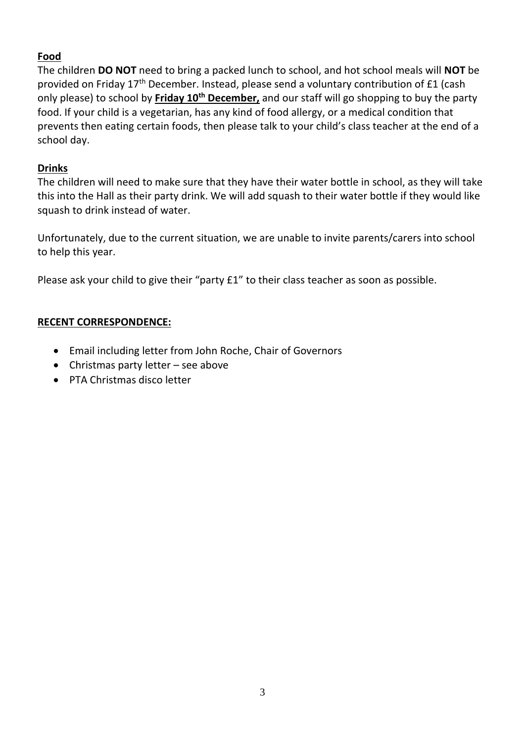**Food**

The children **DO NOT** need to bring a packed lunch to school, and hot school meals will **NOT** be provided on Friday 17th December. Instead, please send a voluntary contribution of £1 (cash only please) to school by **Friday 10th December,** and our staff will go shopping to buy the party food. If your child is a vegetarian, has any kind of food allergy, or a medical condition that prevents then eating certain foods, then please talk to your child's class teacher at the end of a school day.

**Drinks**

The children will need to make sure that they have their water bottle in school, as they will take this into the Hall as their party drink. We will add squash to their water bottle if they would like squash to drink instead of water.

Unfortunately, due to the current situation, we are unable to invite parents/carers into school to help this year.

Please ask your child to give their "party £1" to their class teacher as soon as possible.

**RECENT CORRESPONDENCE:**

- Email including letter from John Roche, Chair of Governors
- Christmas party letter – see above
- PTA Christmas disco letter